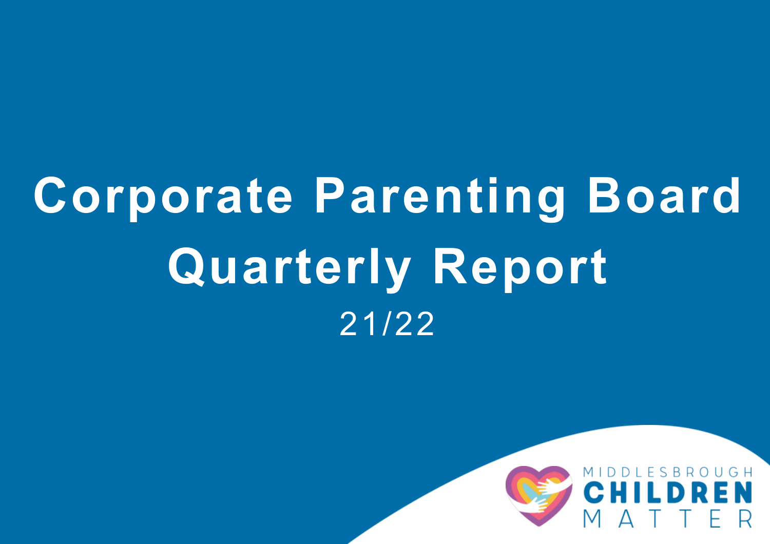# Corporate Parenting Board Quarterly Report

21/22

MIDDLESBROUGH CHILDREN MATTER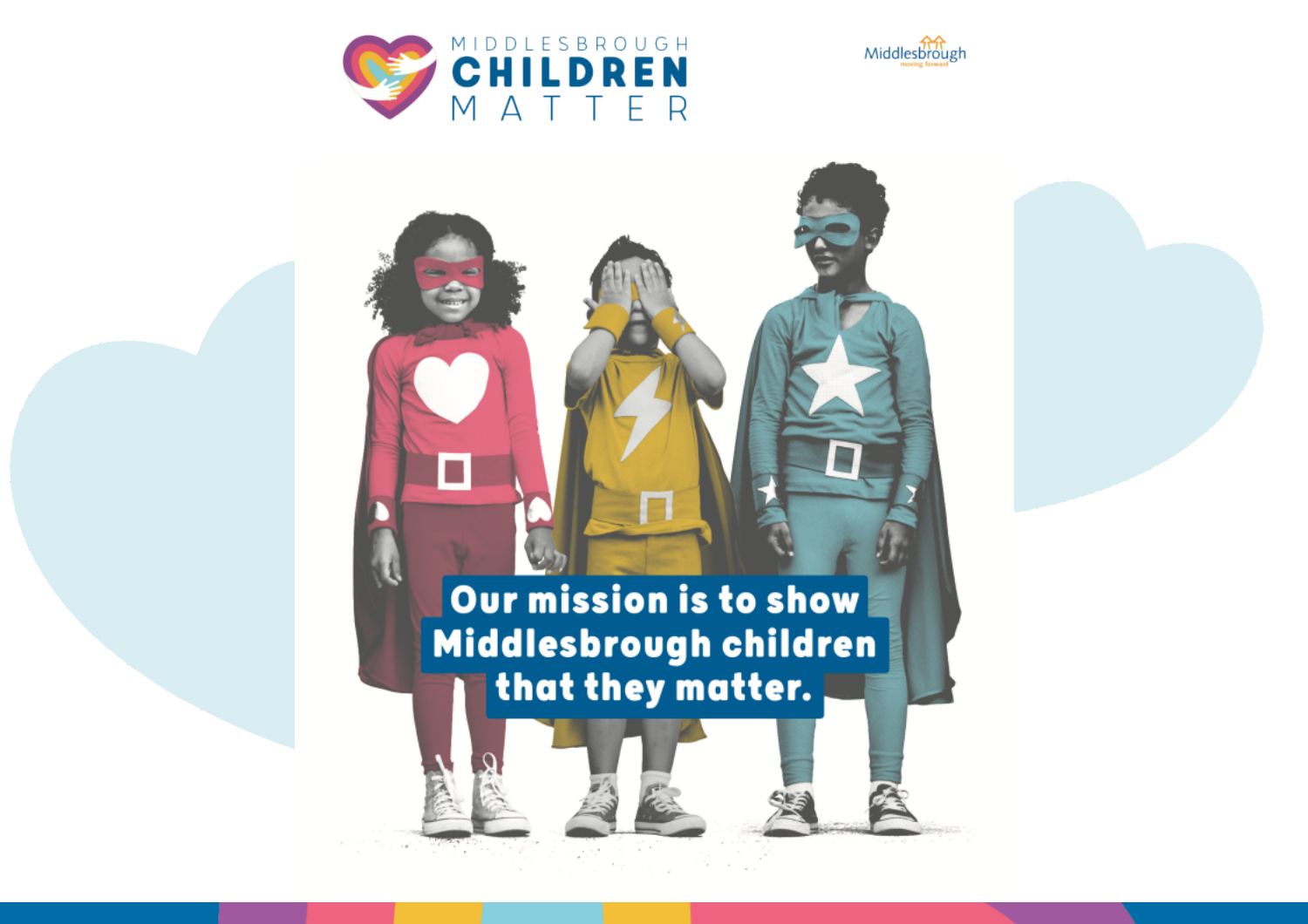# MIDDLESBROUGH CHILDREN MATTER

Middlesbrough moving forward

**Our mission is to show Middlesbrough children that they matter.**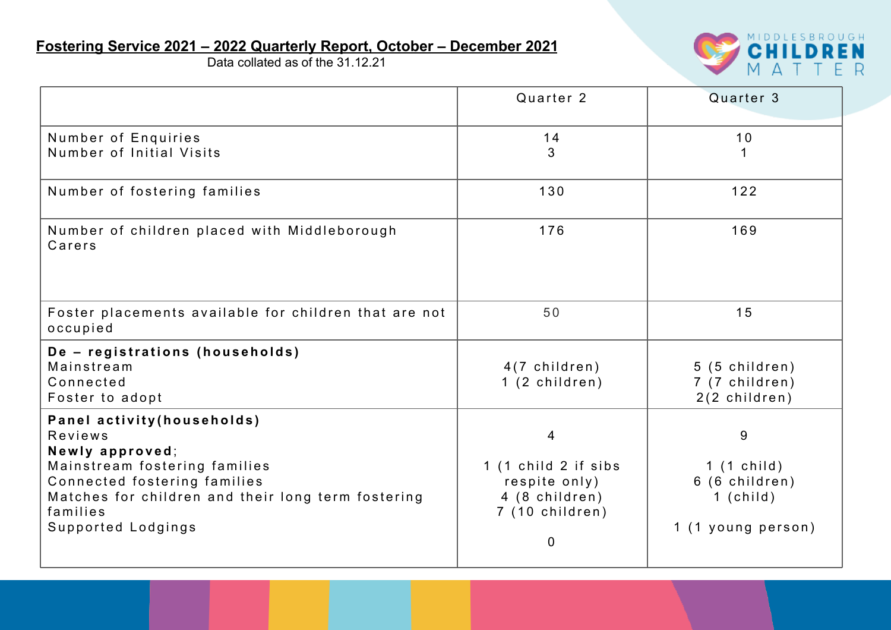# Fostering Service 2021 – 2022 Quarterly Report, October – December 2021

Data collated as of the 31.12.21

| | Quarter 2 | Quarter 3 |
|---|---|---|
| Number of Enquiries | 14 | 10 |
| Number of Initial Visits | 3 | 1 |
| Number of fostering families | 130 | 122 |
| Number of children placed with Middleborough Carers | 176 | 169 |
| Foster placements available for children that are not occupied | 50 | 15 |
| **De – registrations (households)** | | |
| Mainstream | 4(7 children) | 5 (5 children) |
| Connected | 1 (2 children) | 7 (7 children) |
| Foster to adopt | | 2(2 children) |
| **Panel activity(households)** | | |
| Reviews | 4 | 9 |
| **Newly approved**; | | |
| Mainstream fostering families | 1 (1 child 2 if sibs respite only) | 1 (1 child) |
| Connected fostering families | 4 (8 children) | 6 (6 children) |
| Matches for children and their long term fostering families | 7 (10 children) | 1 (child) |
| Supported Lodgings | 0 | 1 (1 young person) |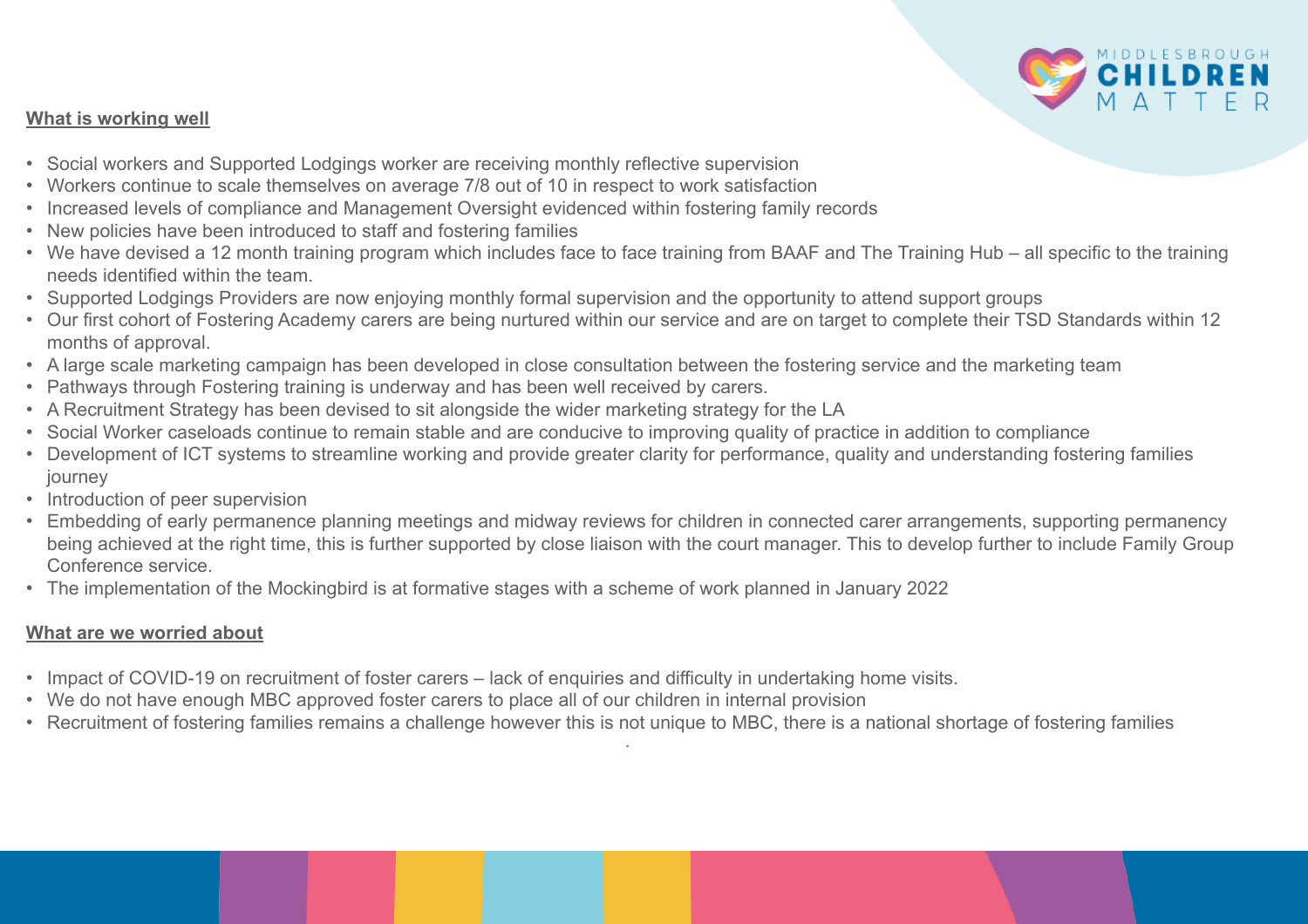## What is working well

- Social workers and Supported Lodgings worker are receiving monthly reflective supervision
- Workers continue to scale themselves on average 7/8 out of 10 in respect to work satisfaction
- Increased levels of compliance and Management Oversight evidenced within fostering family records
- New policies have been introduced to staff and fostering families
- We have devised a 12 month training program which includes face to face training from BAAF and The Training Hub – all specific to the training needs identified within the team.
- Supported Lodgings Providers are now enjoying monthly formal supervision and the opportunity to attend support groups
- Our first cohort of Fostering Academy carers are being nurtured within our service and are on target to complete their TSD Standards within 12 months of approval.
- A large scale marketing campaign has been developed in close consultation between the fostering service and the marketing team
- Pathways through Fostering training is underway and has been well received by carers.
- A Recruitment Strategy has been devised to sit alongside the wider marketing strategy for the LA
- Social Worker caseloads continue to remain stable and are conducive to improving quality of practice in addition to compliance
- Development of ICT systems to streamline working and provide greater clarity for performance, quality and understanding fostering families journey
- Introduction of peer supervision
- Embedding of early permanence planning meetings and midway reviews for children in connected carer arrangements, supporting permanency being achieved at the right time, this is further supported by close liaison with the court manager. This to develop further to include Family Group Conference service.
- The implementation of the Mockingbird is at formative stages with a scheme of work planned in January 2022

## What are we worried about

- Impact of COVID-19 on recruitment of foster carers – lack of enquiries and difficulty in undertaking home visits.
- We do not have enough MBC approved foster carers to place all of our children in internal provision
- Recruitment of fostering families remains a challenge however this is not unique to MBC, there is a national shortage of fostering families